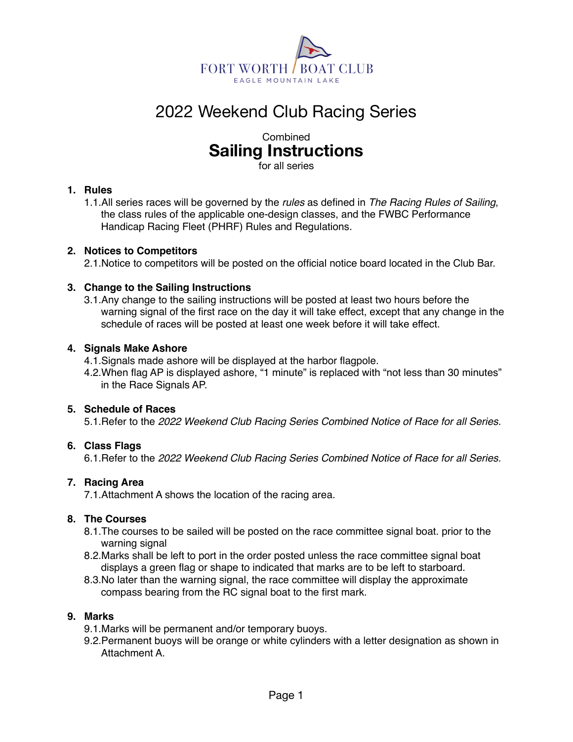FORT WORTH BOAT CLUB

EAGLE MOUNTAIN LAKE

# 2022 Weekend Club Racing Series

Combined
## Sailing Instructions
for all series

### 1. Rules

1.1. All series races will be governed by the *rules* as defined in *The Racing Rules of Sailing*, the class rules of the applicable one-design classes, and the FWBC Performance Handicap Racing Fleet (PHRF) Rules and Regulations.

### 2. Notices to Competitors

2.1. Notice to competitors will be posted on the official notice board located in the Club Bar.

### 3. Change to the Sailing Instructions

3.1. Any change to the sailing instructions will be posted at least two hours before the warning signal of the first race on the day it will take effect, except that any change in the schedule of races will be posted at least one week before it will take effect.

### 4. Signals Make Ashore

4.1. Signals made ashore will be displayed at the harbor flagpole.

4.2. When flag AP is displayed ashore, "1 minute" is replaced with "not less than 30 minutes" in the Race Signals AP.

### 5. Schedule of Races

5.1. Refer to the *2022 Weekend Club Racing Series Combined Notice of Race for all Series.*

### 6. Class Flags

6.1. Refer to the *2022 Weekend Club Racing Series Combined Notice of Race for all Series.*

### 7. Racing Area

7.1. Attachment A shows the location of the racing area.

### 8. The Courses

8.1. The courses to be sailed will be posted on the race committee signal boat. prior to the warning signal

8.2. Marks shall be left to port in the order posted unless the race committee signal boat displays a green flag or shape to indicated that marks are to be left to starboard.

8.3. No later than the warning signal, the race committee will display the approximate compass bearing from the RC signal boat to the first mark.

### 9. Marks

9.1. Marks will be permanent and/or temporary buoys.

9.2. Permanent buoys will be orange or white cylinders with a letter designation as shown in Attachment A.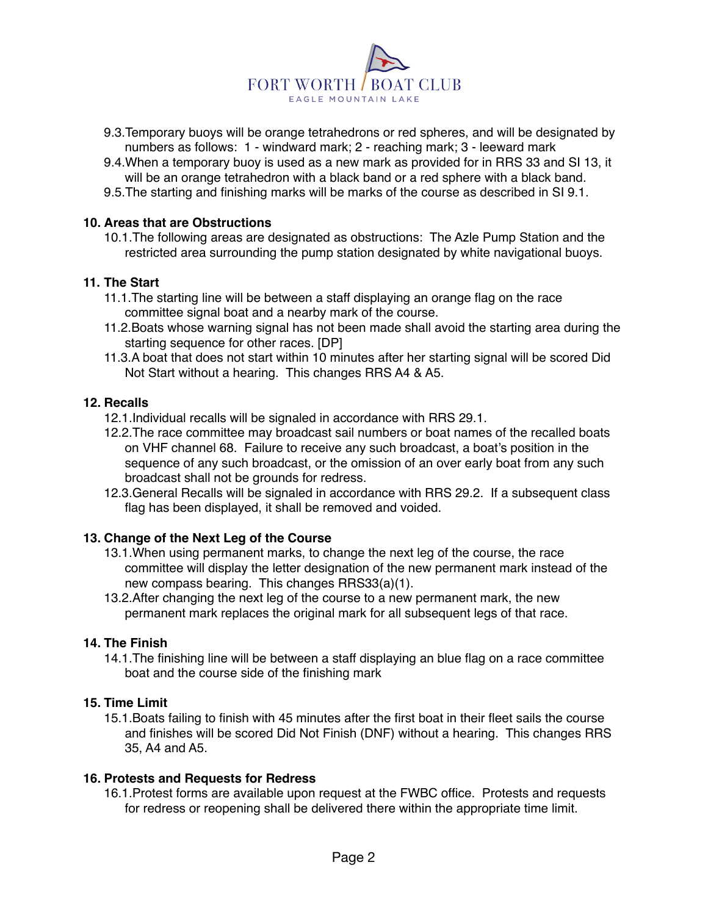9.3. Temporary buoys will be orange tetrahedrons or red spheres, and will be designated by numbers as follows: 1 - windward mark; 2 - reaching mark; 3 - leeward mark

9.4. When a temporary buoy is used as a new mark as provided for in RRS 33 and SI 13, it will be an orange tetrahedron with a black band or a red sphere with a black band.

9.5. The starting and finishing marks will be marks of the course as described in SI 9.1.

## 10. Areas that are Obstructions

10.1. The following areas are designated as obstructions: The Azle Pump Station and the restricted area surrounding the pump station designated by white navigational buoys.

## 11. The Start

11.1. The starting line will be between a staff displaying an orange flag on the race committee signal boat and a nearby mark of the course.

11.2. Boats whose warning signal has not been made shall avoid the starting area during the starting sequence for other races. [DP]

11.3. A boat that does not start within 10 minutes after her starting signal will be scored Did Not Start without a hearing. This changes RRS A4 & A5.

## 12. Recalls

12.1. Individual recalls will be signaled in accordance with RRS 29.1.

12.2. The race committee may broadcast sail numbers or boat names of the recalled boats on VHF channel 68. Failure to receive any such broadcast, a boat's position in the sequence of any such broadcast, or the omission of an over early boat from any such broadcast shall not be grounds for redress.

12.3. General Recalls will be signaled in accordance with RRS 29.2. If a subsequent class flag has been displayed, it shall be removed and voided.

## 13. Change of the Next Leg of the Course

13.1. When using permanent marks, to change the next leg of the course, the race committee will display the letter designation of the new permanent mark instead of the new compass bearing. This changes RRS33(a)(1).

13.2. After changing the next leg of the course to a new permanent mark, the new permanent mark replaces the original mark for all subsequent legs of that race.

## 14. The Finish

14.1. The finishing line will be between a staff displaying an blue flag on a race committee boat and the course side of the finishing mark

## 15. Time Limit

15.1. Boats failing to finish with 45 minutes after the first boat in their fleet sails the course and finishes will be scored Did Not Finish (DNF) without a hearing. This changes RRS 35, A4 and A5.

## 16. Protests and Requests for Redress

16.1. Protest forms are available upon request at the FWBC office. Protests and requests for redress or reopening shall be delivered there within the appropriate time limit.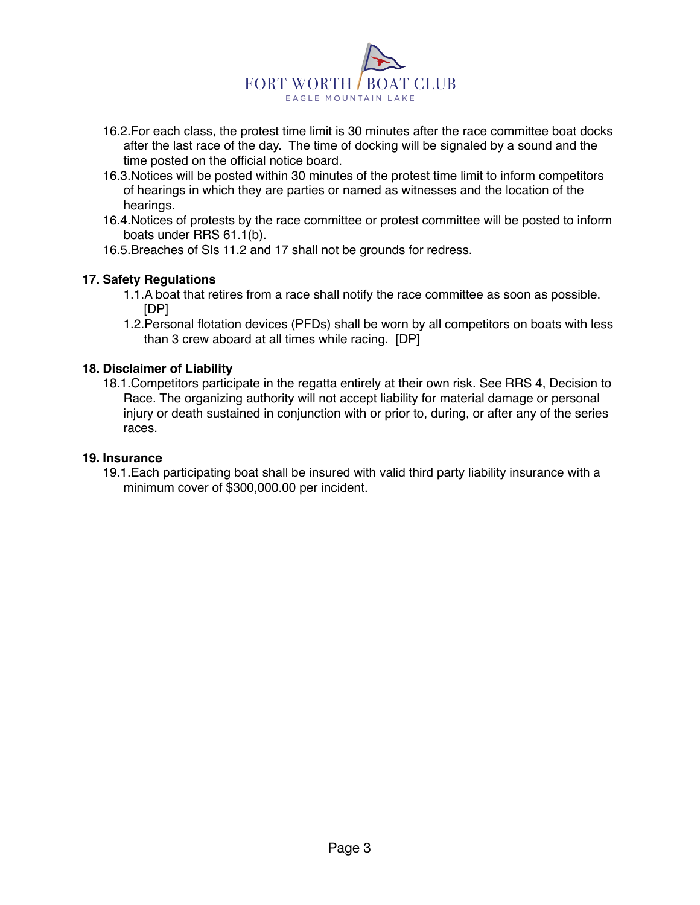16.2. For each class, the protest time limit is 30 minutes after the race committee boat docks after the last race of the day. The time of docking will be signaled by a sound and the time posted on the official notice board.

16.3. Notices will be posted within 30 minutes of the protest time limit to inform competitors of hearings in which they are parties or named as witnesses and the location of the hearings.

16.4. Notices of protests by the race committee or protest committee will be posted to inform boats under RRS 61.1(b).

16.5. Breaches of SIs 11.2 and 17 shall not be grounds for redress.

**17. Safety Regulations**

1.1. A boat that retires from a race shall notify the race committee as soon as possible. [DP]

1.2. Personal flotation devices (PFDs) shall be worn by all competitors on boats with less than 3 crew aboard at all times while racing. [DP]

**18. Disclaimer of Liability**

18.1. Competitors participate in the regatta entirely at their own risk. See RRS 4, Decision to Race. The organizing authority will not accept liability for material damage or personal injury or death sustained in conjunction with or prior to, during, or after any of the series races.

**19. Insurance**

19.1. Each participating boat shall be insured with valid third party liability insurance with a minimum cover of $300,000.00 per incident.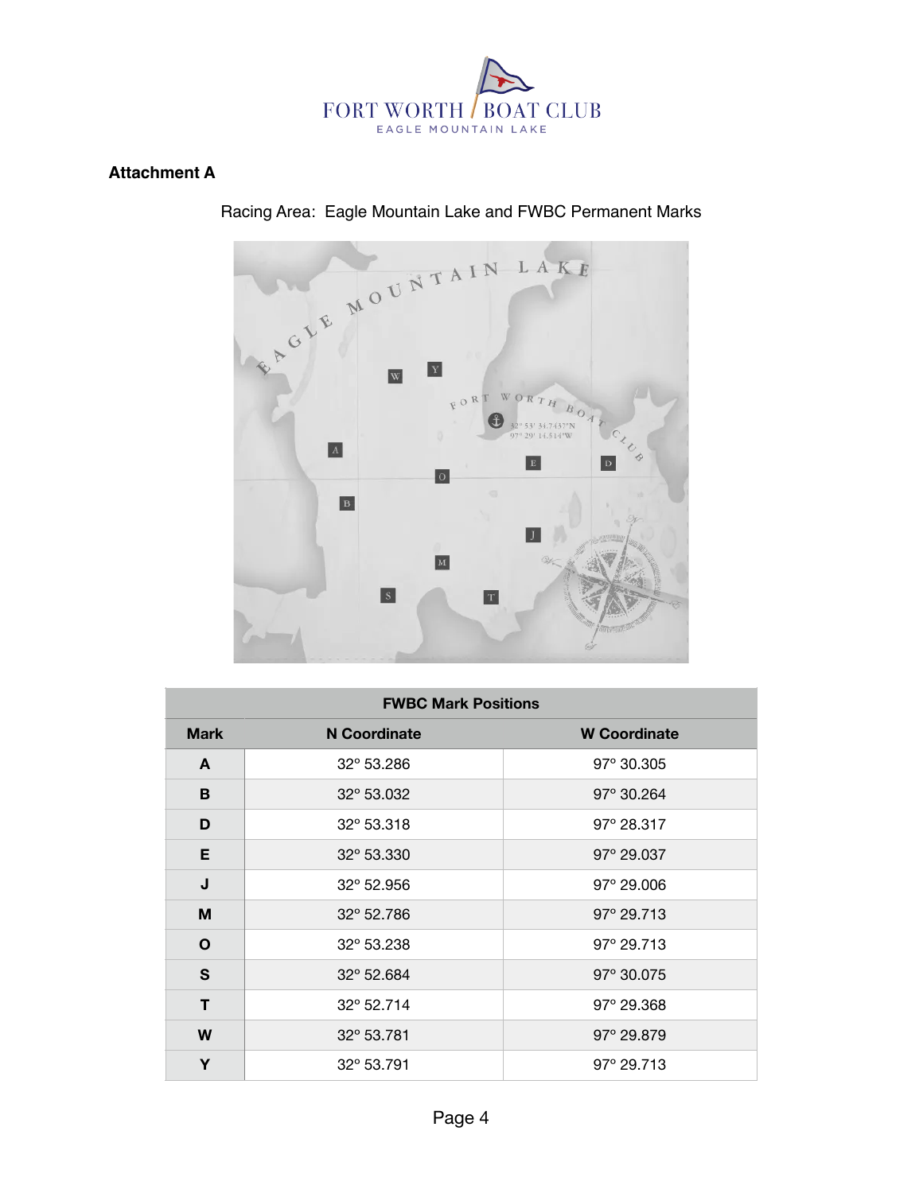## Attachment A

Racing Area: Eagle Mountain Lake and FWBC Permanent Marks

| FWBC Mark Positions | | |
|---|---|---|
| **Mark** | **N Coordinate** | **W Coordinate** |
| **A** | 32° 53.286 | 97° 30.305 |
| **B** | 32° 53.032 | 97° 30.264 |
| **D** | 32° 53.318 | 97° 28.317 |
| **E** | 32° 53.330 | 97° 29.037 |
| **J** | 32° 52.956 | 97° 29.006 |
| **M** | 32° 52.786 | 97° 29.713 |
| **O** | 32° 53.238 | 97° 29.713 |
| **S** | 32° 52.684 | 97° 30.075 |
| **T** | 32° 52.714 | 97° 29.368 |
| **W** | 32° 53.781 | 97° 29.879 |
| **Y** | 32° 53.791 | 97° 29.713 |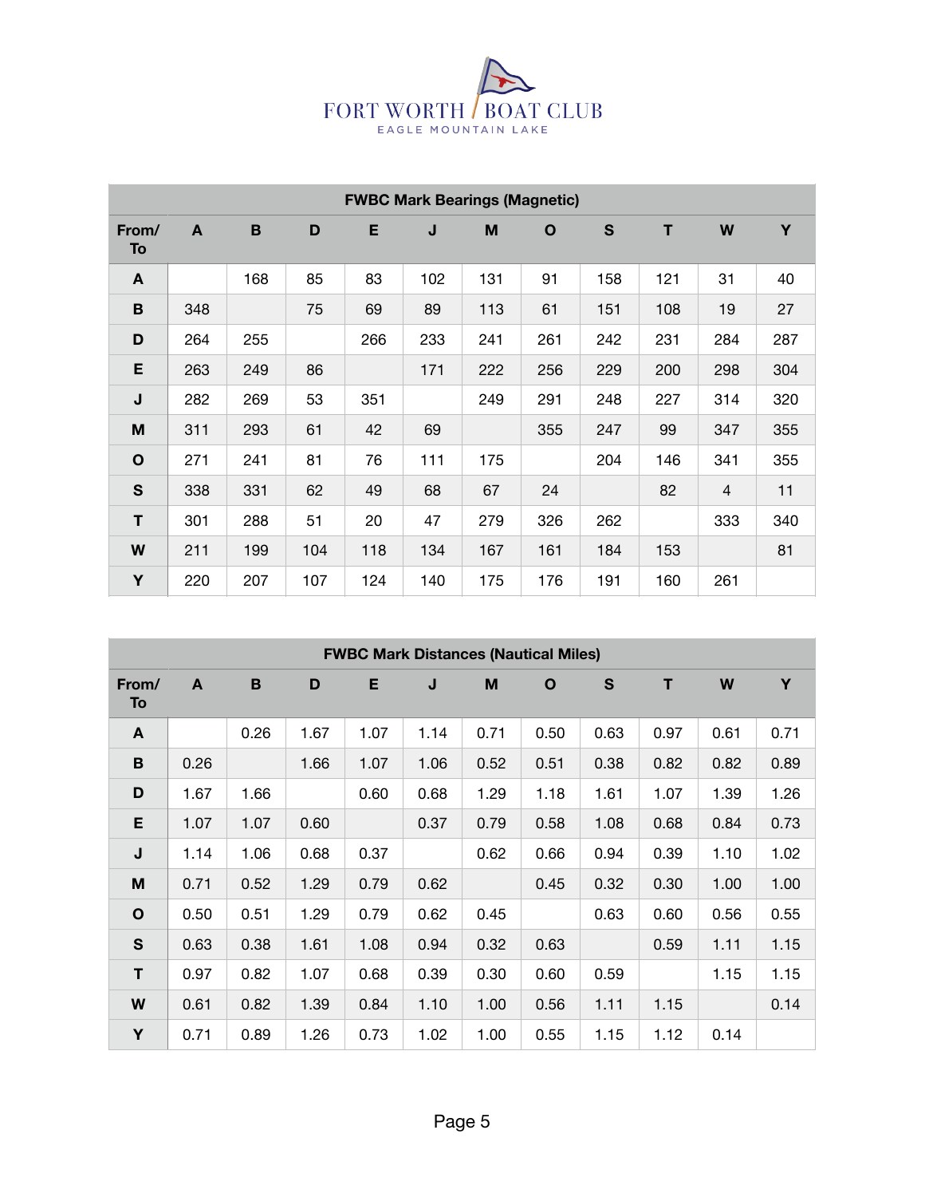FORT WORTH BOAT CLUB
EAGLE MOUNTAIN LAKE

| FWBC Mark Bearings (Magnetic) | | | | | | | | | | | |
|---|---|---|---|---|---|---|---|---|---|---|---|
| **From/ To** | **A** | **B** | **D** | **E** | **J** | **M** | **O** | **S** | **T** | **W** | **Y** |
| **A** | | 168 | 85 | 83 | 102 | 131 | 91 | 158 | 121 | 31 | 40 |
| **B** | 348 | | 75 | 69 | 89 | 113 | 61 | 151 | 108 | 19 | 27 |
| **D** | 264 | 255 | | 266 | 233 | 241 | 261 | 242 | 231 | 284 | 287 |
| **E** | 263 | 249 | 86 | | 171 | 222 | 256 | 229 | 200 | 298 | 304 |
| **J** | 282 | 269 | 53 | 351 | | 249 | 291 | 248 | 227 | 314 | 320 |
| **M** | 311 | 293 | 61 | 42 | 69 | | 355 | 247 | 99 | 347 | 355 |
| **O** | 271 | 241 | 81 | 76 | 111 | 175 | | 204 | 146 | 341 | 355 |
| **S** | 338 | 331 | 62 | 49 | 68 | 67 | 24 | | 82 | 4 | 11 |
| **T** | 301 | 288 | 51 | 20 | 47 | 279 | 326 | 262 | | 333 | 340 |
| **W** | 211 | 199 | 104 | 118 | 134 | 167 | 161 | 184 | 153 | | 81 |
| **Y** | 220 | 207 | 107 | 124 | 140 | 175 | 176 | 191 | 160 | 261 | |

| FWBC Mark Distances (Nautical Miles) | | | | | | | | | | | |
|---|---|---|---|---|---|---|---|---|---|---|---|
| **From/ To** | **A** | **B** | **D** | **E** | **J** | **M** | **O** | **S** | **T** | **W** | **Y** |
| **A** | | 0.26 | 1.67 | 1.07 | 1.14 | 0.71 | 0.50 | 0.63 | 0.97 | 0.61 | 0.71 |
| **B** | 0.26 | | 1.66 | 1.07 | 1.06 | 0.52 | 0.51 | 0.38 | 0.82 | 0.82 | 0.89 |
| **D** | 1.67 | 1.66 | | 0.60 | 0.68 | 1.29 | 1.18 | 1.61 | 1.07 | 1.39 | 1.26 |
| **E** | 1.07 | 1.07 | 0.60 | | 0.37 | 0.79 | 0.58 | 1.08 | 0.68 | 0.84 | 0.73 |
| **J** | 1.14 | 1.06 | 0.68 | 0.37 | | 0.62 | 0.66 | 0.94 | 0.39 | 1.10 | 1.02 |
| **M** | 0.71 | 0.52 | 1.29 | 0.79 | 0.62 | | 0.45 | 0.32 | 0.30 | 1.00 | 1.00 |
| **O** | 0.50 | 0.51 | 1.29 | 0.79 | 0.62 | 0.45 | | 0.63 | 0.60 | 0.56 | 0.55 |
| **S** | 0.63 | 0.38 | 1.61 | 1.08 | 0.94 | 0.32 | 0.63 | | 0.59 | 1.11 | 1.15 |
| **T** | 0.97 | 0.82 | 1.07 | 0.68 | 0.39 | 0.30 | 0.60 | 0.59 | | 1.15 | 1.15 |
| **W** | 0.61 | 0.82 | 1.39 | 0.84 | 1.10 | 1.00 | 0.56 | 1.11 | 1.15 | | 0.14 |
| **Y** | 0.71 | 0.89 | 1.26 | 0.73 | 1.02 | 1.00 | 0.55 | 1.15 | 1.12 | 0.14 | |